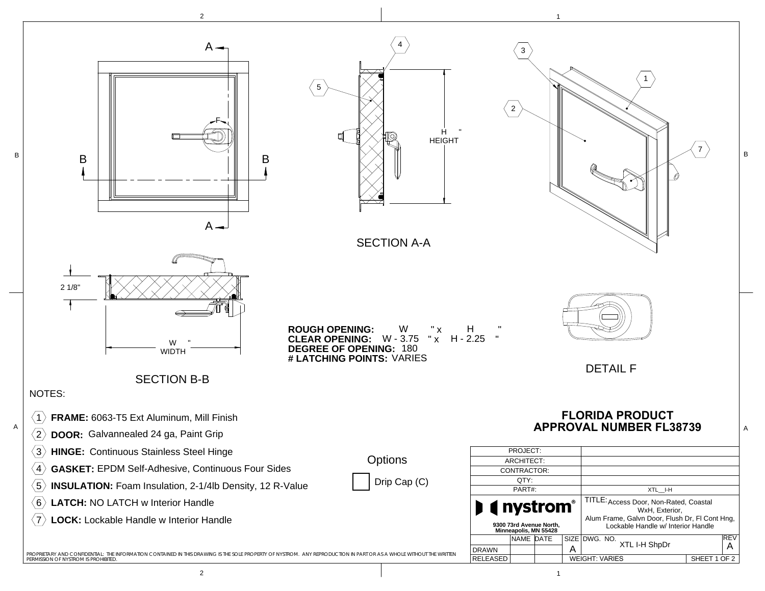SECTION A-A

H "
HEIGHT

SECTION B-B

2 1/8"

W "
WIDTH

DETAIL F

**ROUGH OPENING:** W " x H "
**CLEAR OPENING:** W - 3.75 " x H - 2.25 "
**DEGREE OF OPENING:** 180
**# LATCHING POINTS:** VARIES

NOTES:

1. **FRAME:** 6063-T5 Ext Aluminum, Mill Finish
2. **DOOR:** Galvannealed 24 ga, Paint Grip
3. **HINGE:** Continuous Stainless Steel Hinge
4. **GASKET:** EPDM Self-Adhesive, Continuous Four Sides
5. **INSULATION:** Foam Insulation, 2-1/4lb Density, 12 R-Value
6. **LATCH:** NO LATCH w Interior Handle
7. **LOCK:** Lockable Handle w Interior Handle

Options

☐ Drip Cap (C)

**FLORIDA PRODUCT APPROVAL NUMBER FL38739**

| | |
|---|---|
| PROJECT: | |
| ARCHITECT: | |
| CONTRACTOR: | |
| QTY: | |
| PART#: | XTL__I-H |

nystrom®
9300 73rd Avenue North, Minneapolis, MN 55428

TITLE: Access Door, Non-Rated, Coastal WxH, Exterior, Alum Frame, Galvn Door, Flush Dr, Fl Cont Hng, Lockable Handle w/ Interior Handle

| | NAME | DATE | SIZE | DWG. NO. | REV |
|---|---|---|---|---|---|
| DRAWN | | | A | XTL I-H ShpDr | A |
| RELEASED | | | WEIGHT: VARIES | SHEET 1 OF 2 | |

PROPRIETARY AND CONFIDENTIAL: THE INFORMATION CONTAINED IN THIS DRAWING IS THE SOLE PROPERTY OF NYSTROM. ANY REPRODUCTION IN PART OR AS A WHOLE WITHOUT THE WRITTEN PERMISSION OF NYSTROM IS PROHIBITED.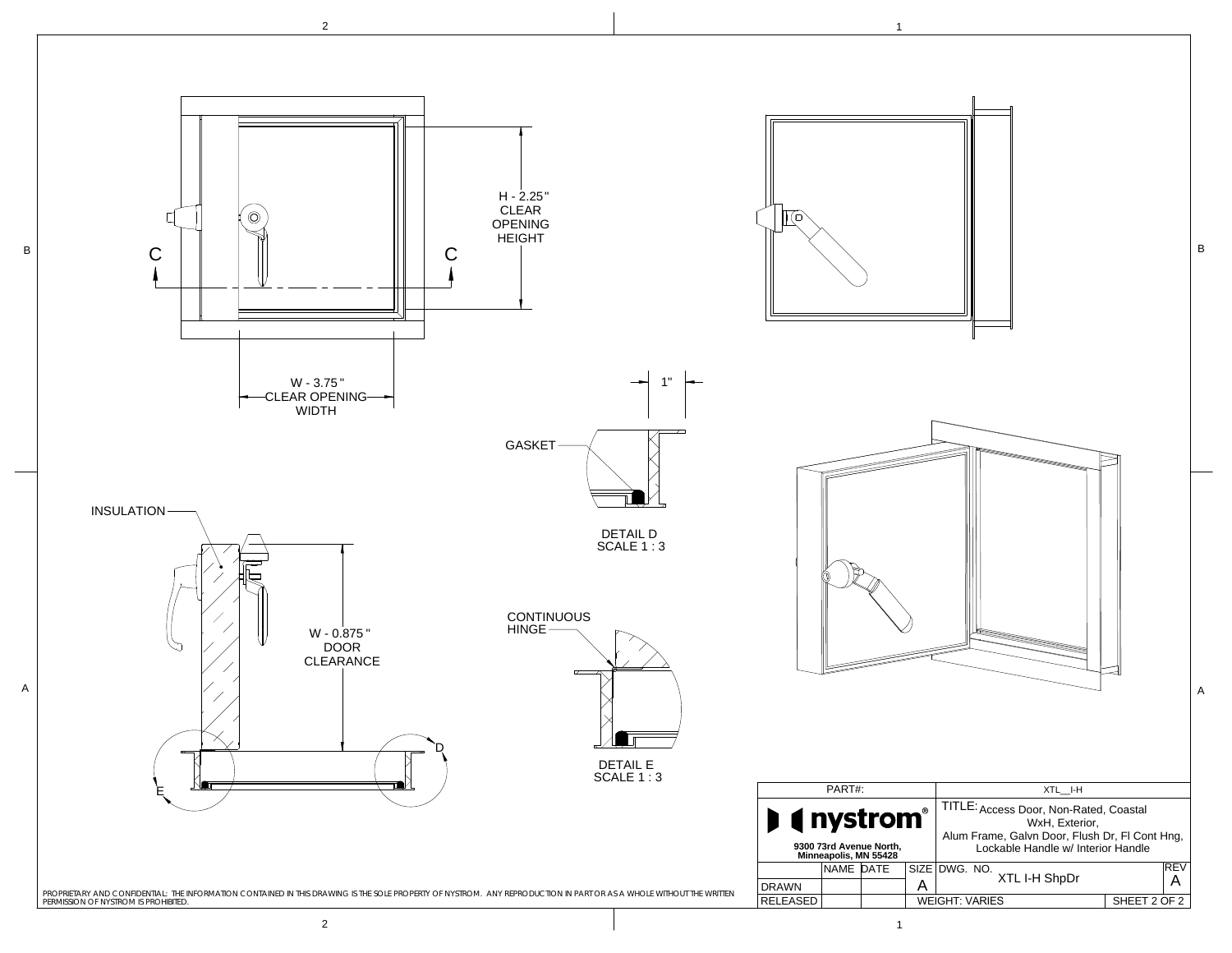H - 2.25"
CLEAR
OPENING
HEIGHT

C C

W - 3.75"
CLEAR OPENING
WIDTH

1"

GASKET

DETAIL D
SCALE 1 : 3

INSULATION

W - 0.875"
DOOR
CLEARANCE

CONTINUOUS
HINGE

DETAIL E
SCALE 1 : 3

D

E

| | | | | | |
|---|---|---|---|---|---|
| PART#: | | | XTL__I-H | | |
| nystrom® 9300 73rd Avenue North, Minneapolis, MN 55428 | | | TITLE: Access Door, Non-Rated, Coastal WxH, Exterior, Alum Frame, Galvn Door, Flush Dr, Fl Cont Hng, Lockable Handle w/ Interior Handle | | |
| | NAME | DATE | SIZE | DWG. NO. XTL I-H ShpDr | REV |
| DRAWN | | | A | | A |
| RELEASED | | | WEIGHT: VARIES | | SHEET 2 OF 2 |

PROPRIETARY AND CONFIDENTIAL: THE INFORMATION CONTAINED IN THIS DRAWING IS THE SOLE PROPERTY OF NYSTROM. ANY REPRODUCTION IN PART OR AS A WHOLE WITHOUT THE WRITTEN PERMISSION OF NYSTROM IS PROHIBITED.